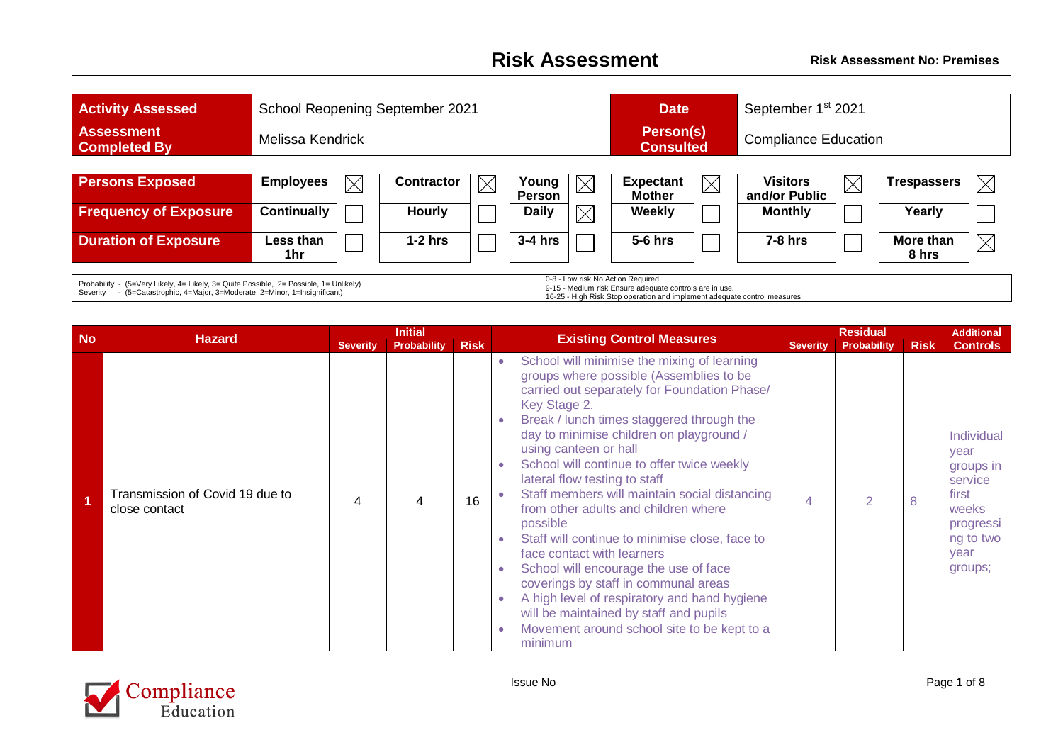# Risk Assessment

**Risk Assessment No: Premises**

| Activity Assessed | School Reopening September 2021 | Date | September 1st 2021 |
|---|---|---|---|
| Assessment Completed By | Melissa Kendrick | Person(s) Consulted | Compliance Education |

| | | | | | | | | | | | | |
|---|---|---|---|---|---|---|---|---|---|---|---|---|
| **Persons Exposed** | Employees | ☒ | Contractor | ☒ | Young Person | ☒ | Expectant Mother | ☒ | Visitors and/or Public | ☒ | Trespassers | ☒ |
| **Frequency of Exposure** | Continually | ☐ | Hourly | ☐ | Daily | ☒ | Weekly | ☐ | Monthly | ☐ | Yearly | ☐ |
| **Duration of Exposure** | Less than 1hr | ☐ | 1-2 hrs | ☐ | 3-4 hrs | ☐ | 5-6 hrs | ☐ | 7-8 hrs | ☐ | More than 8 hrs | ☒ |

Probability - (5=Very Likely, 4= Likely, 3= Quite Possible, 2= Possible, 1= Unlikely)
Severity - (5=Catastrophic, 4=Major, 3=Moderate, 2=Minor, 1=Insignificant)

0-8 - Low risk No Action Required.
9-15 - Medium risk Ensure adequate controls are in use.
16-25 - High Risk Stop operation and implement adequate control measures

| No | Hazard | Initial | | | Existing Control Measures | Residual | | | Additional Controls |
|---|---|---|---|---|---|---|---|---|---|
| | | Severity | Probability | Risk | | Severity | Probability | Risk | |
| 1 | Transmission of Covid 19 due to close contact | 4 | 4 | 16 | • School will minimise the mixing of learning groups where possible (Assemblies to be carried out separately for Foundation Phase/ Key Stage 2.<br>• Break / lunch times staggered through the day to minimise children on playground / using canteen or hall<br>• School will continue to offer twice weekly lateral flow testing to staff<br>• Staff members will maintain social distancing from other adults and children where possible<br>• Staff will continue to minimise close, face to face contact with learners<br>• School will encourage the use of face coverings by staff in communal areas<br>• A high level of respiratory and hand hygiene will be maintained by staff and pupils<br>• Movement around school site to be kept to a minimum | 4 | 2 | 8 | Individual year groups in service first weeks progressing to two year groups; |

Issue No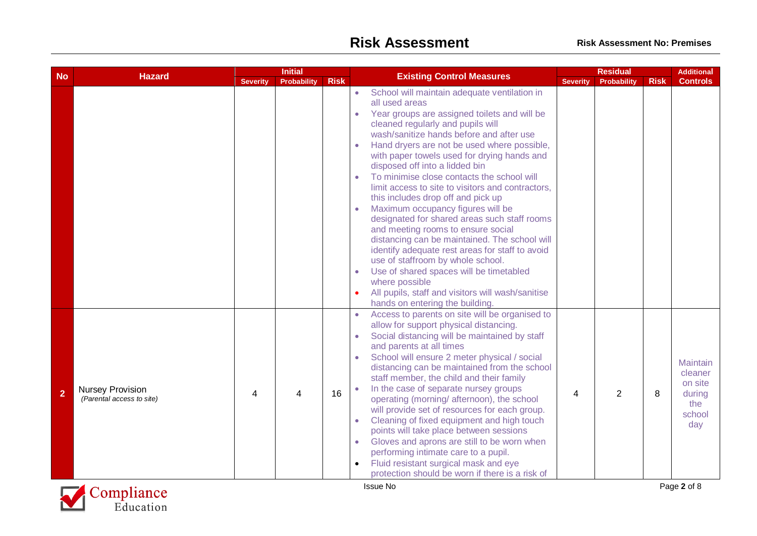# Risk Assessment

**Risk Assessment No: Premises**

| No | Hazard | Initial | | | Existing Control Measures | Residual | | | Additional Controls |
|---|---|---|---|---|---|---|---|---|---|
| | | Severity | Probability | Risk | | Severity | Probability | Risk | |
| | | | | | • School will maintain adequate ventilation in all used areas<br>• Year groups are assigned toilets and will be cleaned regularly and pupils will wash/sanitize hands before and after use<br>• Hand dryers are not be used where possible, with paper towels used for drying hands and disposed off into a lidded bin<br>• To minimise close contacts the school will limit access to site to visitors and contractors, this includes drop off and pick up<br>• Maximum occupancy figures will be designated for shared areas such staff rooms and meeting rooms to ensure social distancing can be maintained. The school will identify adequate rest areas for staff to avoid use of staffroom by whole school.<br>• Use of shared spaces will be timetabled where possible<br>• All pupils, staff and visitors will wash/sanitise hands on entering the building. | | | | |
| 2 | Nursey Provision *(Parental access to site)* | 4 | 4 | 16 | • Access to parents on site will be organised to allow for support physical distancing.<br>• Social distancing will be maintained by staff and parents at all times<br>• School will ensure 2 meter physical / social distancing can be maintained from the school staff member, the child and their family<br>• In the case of separate nursey groups operating (morning/ afternoon), the school will provide set of resources for each group.<br>• Cleaning of fixed equipment and high touch points will take place between sessions<br>• Gloves and aprons are still to be worn when performing intimate care to a pupil.<br>• Fluid resistant surgical mask and eye protection should be worn if there is a risk of | 4 | 2 | 8 | Maintain cleaner on site during the school day |

Issue No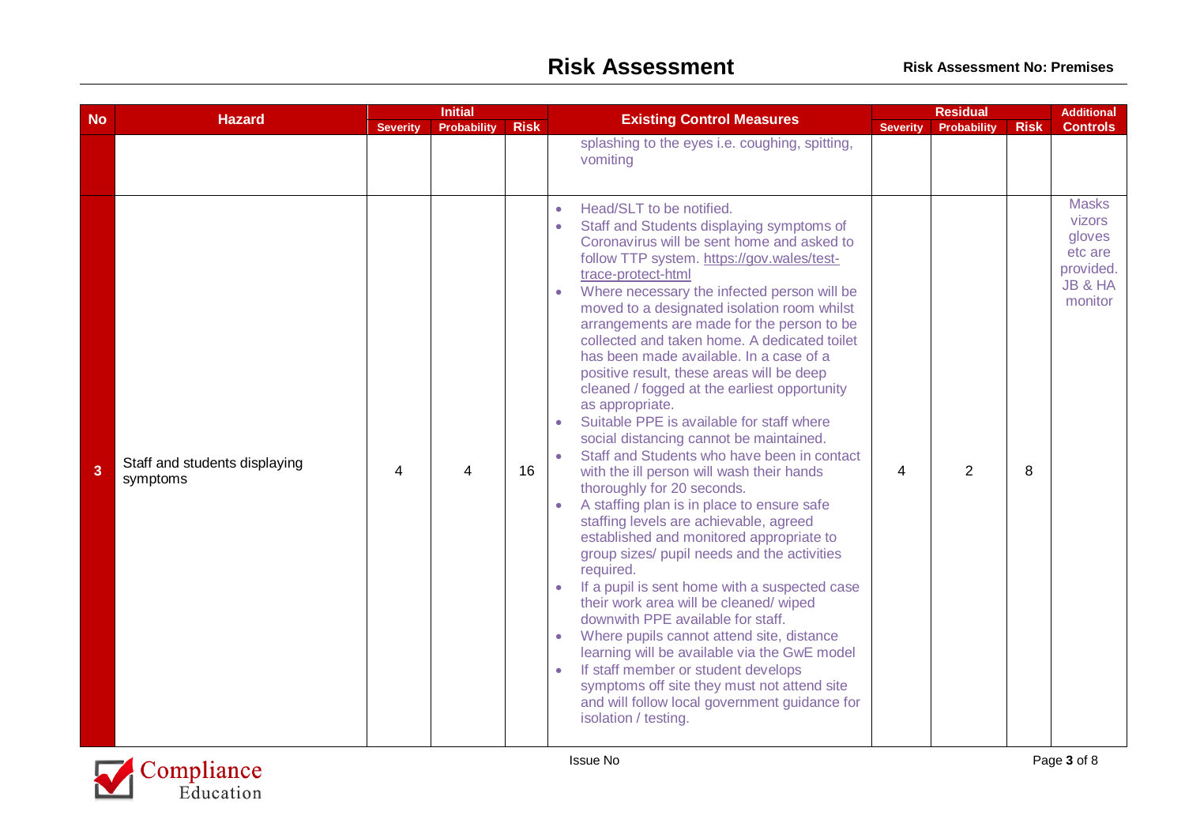# Risk Assessment

**Risk Assessment No: Premises**

| No | Hazard | Initial | | | Existing Control Measures | Residual | | | Additional Controls |
|---|---|---|---|---|---|---|---|---|---|
| | | Severity | Probability | Risk | | Severity | Probability | Risk | |
| | | | | | splashing to the eyes i.e. coughing, spitting, vomiting | | | | |
| 3 | Staff and students displaying symptoms | 4 | 4 | 16 | • Head/SLT to be notified.<br>• Staff and Students displaying symptoms of Coronavirus will be sent home and asked to follow TTP system. https://gov.wales/test-trace-protect-html<br>• Where necessary the infected person will be moved to a designated isolation room whilst arrangements are made for the person to be collected and taken home. A dedicated toilet has been made available. In a case of a positive result, these areas will be deep cleaned / fogged at the earliest opportunity as appropriate.<br>• Suitable PPE is available for staff where social distancing cannot be maintained.<br>• Staff and Students who have been in contact with the ill person will wash their hands thoroughly for 20 seconds.<br>• A staffing plan is in place to ensure safe staffing levels are achievable, agreed established and monitored appropriate to group sizes/ pupil needs and the activities required.<br>• If a pupil is sent home with a suspected case their work area will be cleaned/ wiped downwith PPE available for staff.<br>• Where pupils cannot attend site, distance learning will be available via the GwE model<br>• If staff member or student develops symptoms off site they must not attend site and will follow local government guidance for isolation / testing. | 4 | 2 | 8 | Masks vizors gloves etc are provided. JB & HA monitor |

Issue No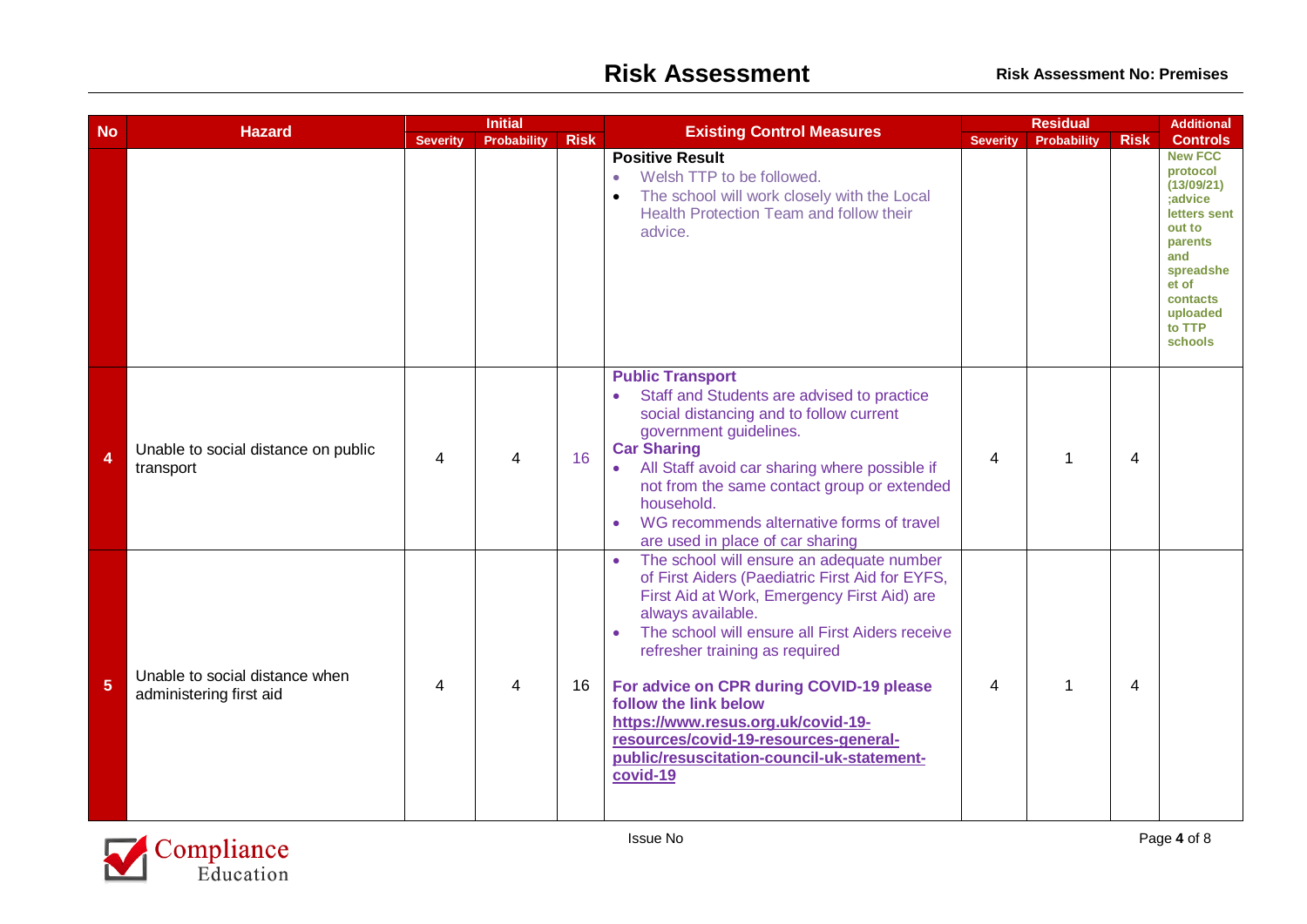# Risk Assessment

**Risk Assessment No: Premises**

| No | Hazard | Initial | | | Existing Control Measures | Residual | | | Additional Controls |
|---|---|---|---|---|---|---|---|---|---|
| | | Severity | Probability | Risk | | Severity | Probability | Risk | |
| | | | | | **Positive Result**<br>• Welsh TTP to be followed.<br>• The school will work closely with the Local Health Protection Team and follow their advice. | | | | New FCC protocol (13/09/21) ;advice letters sent out to parents and spreadsheet of contacts uploaded to TTP schools |
| 4 | Unable to social distance on public transport | 4 | 4 | 16 | **Public Transport**<br>• Staff and Students are advised to practice social distancing and to follow current government guidelines.<br>**Car Sharing**<br>• All Staff avoid car sharing where possible if not from the same contact group or extended household.<br>• WG recommends alternative forms of travel are used in place of car sharing | 4 | 1 | 4 | |
| 5 | Unable to social distance when administering first aid | 4 | 4 | 16 | • The school will ensure an adequate number of First Aiders (Paediatric First Aid for EYFS, First Aid at Work, Emergency First Aid) are always available.<br>• The school will ensure all First Aiders receive refresher training as required<br><br>**For advice on CPR during COVID-19 please follow the link below**<br>**https://www.resus.org.uk/covid-19-resources/covid-19-resources-general-public/resuscitation-council-uk-statement-covid-19** | 4 | 1 | 4 | |

Issue No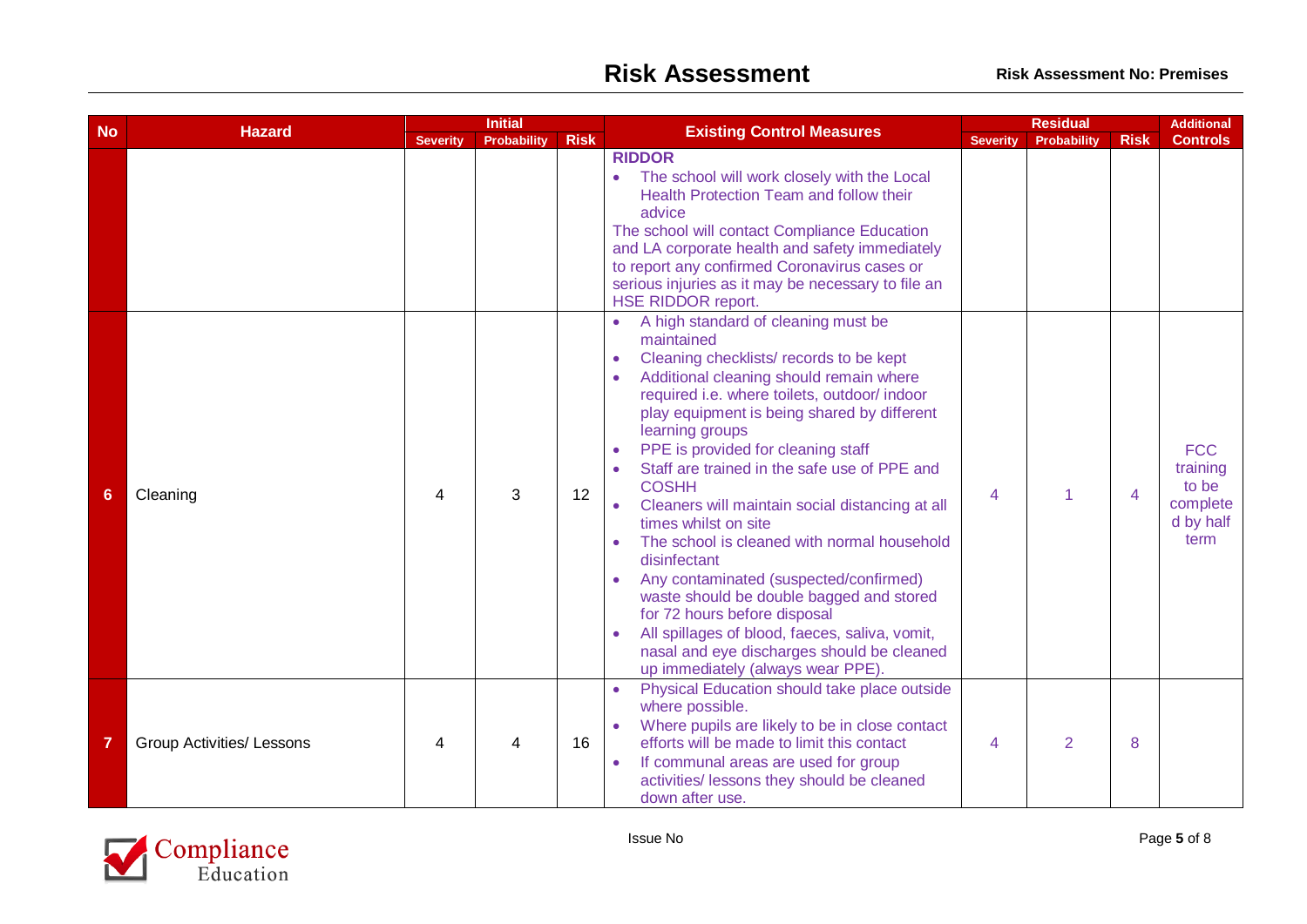| No | Hazard | Initial | | | Existing Control Measures | Residual | | | Additional Controls |
|---|---|---|---|---|---|---|---|---|---|
| | | Severity | Probability | Risk | | Severity | Probability | Risk | |
| | | | | | **RIDDOR**<br>• The school will work closely with the Local Health Protection Team and follow their advice<br>The school will contact Compliance Education and LA corporate health and safety immediately to report any confirmed Coronavirus cases or serious injuries as it may be necessary to file an HSE RIDDOR report. | | | | |
| 6 | Cleaning | 4 | 3 | 12 | • A high standard of cleaning must be maintained<br>• Cleaning checklists/ records to be kept<br>• Additional cleaning should remain where required i.e. where toilets, outdoor/ indoor play equipment is being shared by different learning groups<br>• PPE is provided for cleaning staff<br>• Staff are trained in the safe use of PPE and COSHH<br>• Cleaners will maintain social distancing at all times whilst on site<br>• The school is cleaned with normal household disinfectant<br>• Any contaminated (suspected/confirmed) waste should be double bagged and stored for 72 hours before disposal<br>• All spillages of blood, faeces, saliva, vomit, nasal and eye discharges should be cleaned up immediately (always wear PPE). | 4 | 1 | 4 | FCC training to be completed by half term |
| 7 | Group Activities/ Lessons | 4 | 4 | 16 | • Physical Education should take place outside where possible.<br>• Where pupils are likely to be in close contact efforts will be made to limit this contact<br>• If communal areas are used for group activities/ lessons they should be cleaned down after use. | 4 | 2 | 8 | |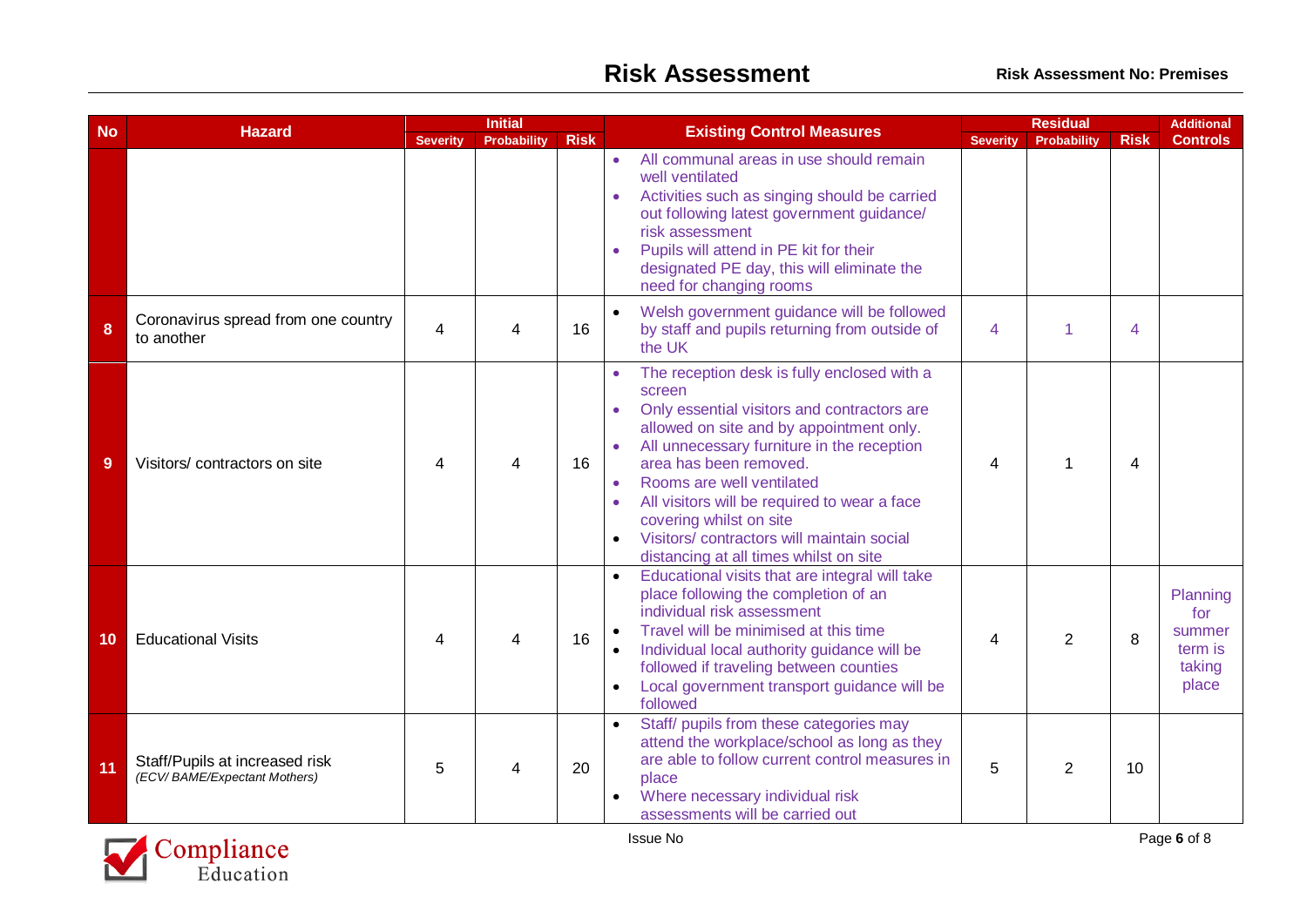# Risk Assessment

**Risk Assessment No: Premises**

| No | Hazard | Initial | | | Existing Control Measures | Residual | | | Additional Controls |
|---|---|---|---|---|---|---|---|---|---|
| | | Severity | Probability | Risk | | Severity | Probability | Risk | |
| | | | | | • All communal areas in use should remain well ventilated<br>• Activities such as singing should be carried out following latest government guidance/ risk assessment<br>• Pupils will attend in PE kit for their designated PE day, this will eliminate the need for changing rooms | | | | |
| 8 | Coronavirus spread from one country to another | 4 | 4 | 16 | • Welsh government guidance will be followed by staff and pupils returning from outside of the UK | 4 | 1 | 4 | |
| 9 | Visitors/ contractors on site | 4 | 4 | 16 | • The reception desk is fully enclosed with a screen<br>• Only essential visitors and contractors are allowed on site and by appointment only.<br>• All unnecessary furniture in the reception area has been removed.<br>• Rooms are well ventilated<br>• All visitors will be required to wear a face covering whilst on site<br>• Visitors/ contractors will maintain social distancing at all times whilst on site | 4 | 1 | 4 | |
| 10 | Educational Visits | 4 | 4 | 16 | • Educational visits that are integral will take place following the completion of an individual risk assessment<br>• Travel will be minimised at this time<br>• Individual local authority guidance will be followed if traveling between counties<br>• Local government transport guidance will be followed | 4 | 2 | 8 | Planning for summer term is taking place |
| 11 | Staff/Pupils at increased risk *(ECV/ BAME/Expectant Mothers)* | 5 | 4 | 20 | • Staff/ pupils from these categories may attend the workplace/school as long as they are able to follow current control measures in place<br>• Where necessary individual risk assessments will be carried out | 5 | 2 | 10 | |

Issue No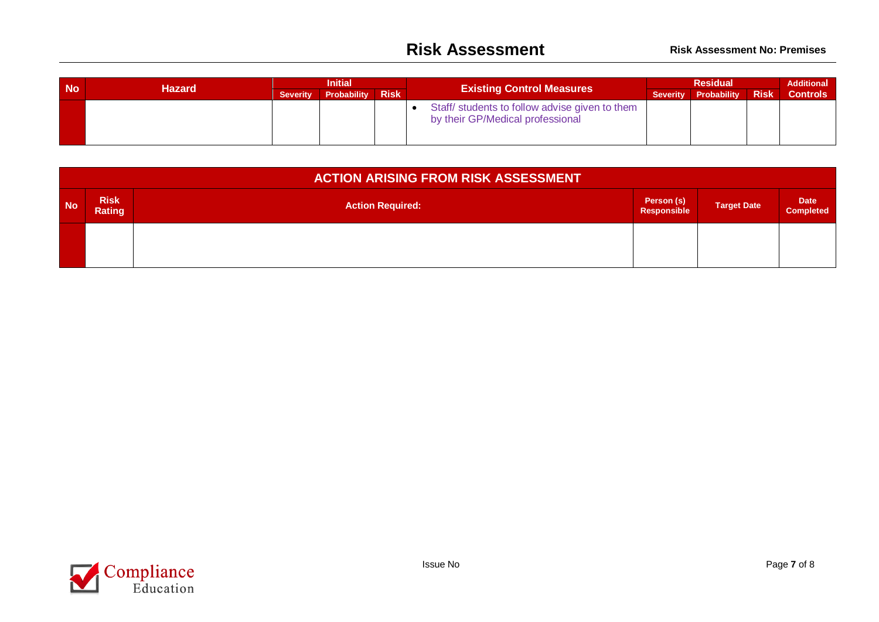| No | Hazard | Initial | | | Existing Control Measures | Residual | | | Additional Controls |
|---|---|---|---|---|---|---|---|---|---|
| | | Severity | Probability | Risk | | Severity | Probability | Risk | |
| | | | | | • Staff/ students to follow advise given to them by their GP/Medical professional | | | | |

| ACTION ARISING FROM RISK ASSESSMENT | | | | | |
|---|---|---|---|---|---|
| No | Risk Rating | Action Required: | Person (s) Responsible | Target Date | Date Completed |
| | | | | | |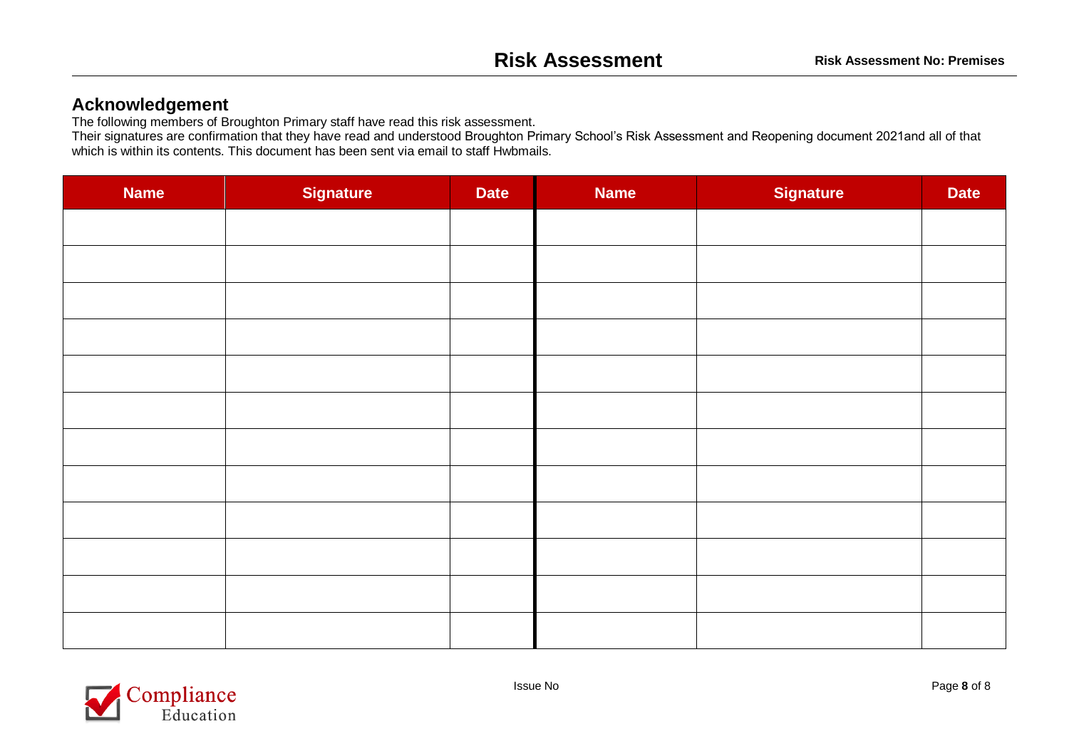## Acknowledgement

The following members of Broughton Primary staff have read this risk assessment.
Their signatures are confirmation that they have read and understood Broughton Primary School's Risk Assessment and Reopening document 2021and all of that which is within its contents. This document has been sent via email to staff Hwbmails.

| Name | Signature | Date | Name | Signature | Date |
|---|---|---|---|---|---|
| | | | | | |
| | | | | | |
| | | | | | |
| | | | | | |
| | | | | | |
| | | | | | |
| | | | | | |
| | | | | | |
| | | | | | |
| | | | | | |
| | | | | | |
| | | | | | |